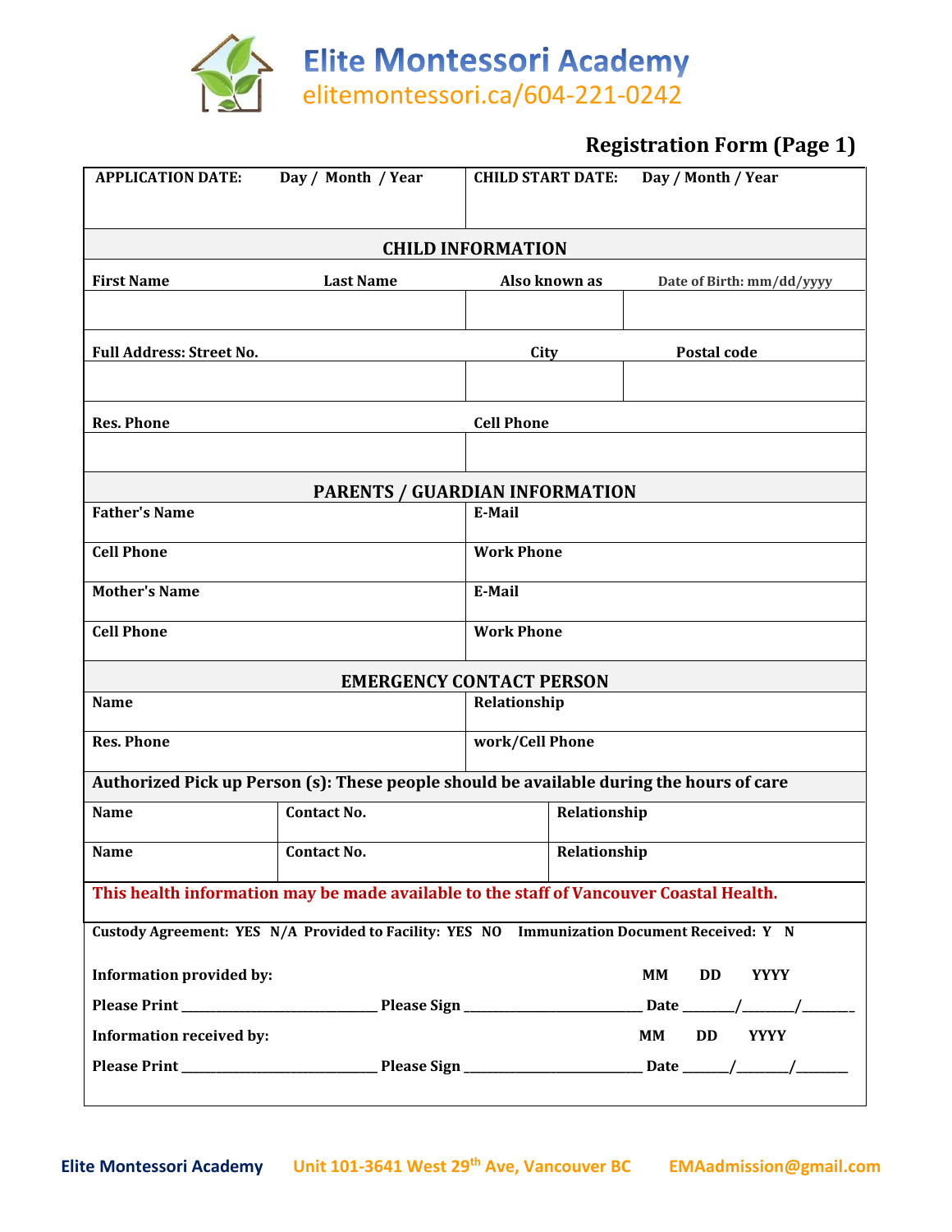# Elite Montessori Academy

elitemontessori.ca/604-221-0242

## Registration Form (Page 1)

| APPLICATION DATE: Day / Month / Year | CHILD START DATE: Day / Month / Year |
|---|---|
| | |

**CHILD INFORMATION**

| First Name | Last Name | Also known as | Date of Birth: mm/dd/yyyy |
|---|---|---|---|
| | | | |

| Full Address: Street No. | City | Postal code |
|---|---|---|
| | | |

| Res. Phone | Cell Phone |
|---|---|
| | |

**PARENTS / GUARDIAN INFORMATION**

| | |
|---|---|
| Father's Name | E-Mail |
| Cell Phone | Work Phone |
| Mother's Name | E-Mail |
| Cell Phone | Work Phone |

**EMERGENCY CONTACT PERSON**

| | |
|---|---|
| Name | Relationship |
| Res. Phone | work/Cell Phone |

**Authorized Pick up Person (s): These people should be available during the hours of care**

| | | |
|---|---|---|
| Name | Contact No. | Relationship |
| Name | Contact No. | Relationship |

**This health information may be made available to the staff of Vancouver Coastal Health.**

**Custody Agreement: YES N/A Provided to Facility: YES NO Immunization Document Received: Y N**

**Information provided by:** MM DD YYYY

**Please Print** ____________________ **Please Sign** ____________________ **Date** ______/______/______

**Information received by:** MM DD YYYY

**Please Print** ____________________ **Please Sign** ____________________ **Date** ______/______/______

Elite Montessori Academy Unit 101-3641 West 29th Ave, Vancouver BC EMAadmission@gmail.com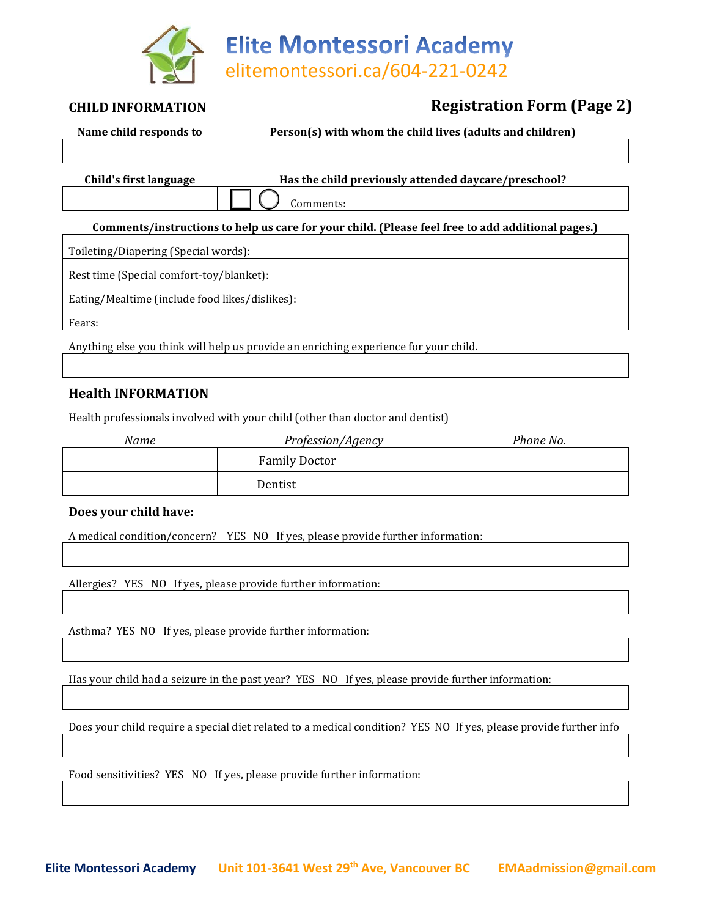# Elite Montessori Academy

elitemontessori.ca/604-221-0242

## CHILD INFORMATION

## Registration Form (Page 2)

| Name child responds to | Person(s) with whom the child lives (adults and children) |
| --- | --- |
| | |

| Child's first language | Has the child previously attended daycare/preschool? |
| --- | --- |
| | ☐ ◯ Comments: |

**Comments/instructions to help us care for your child. (Please feel free to add additional pages.)**

| |
| --- |
| Toileting/Diapering (Special words): |
| Rest time (Special comfort-toy/blanket): |
| Eating/Mealtime (include food likes/dislikes): |
| Fears: |

Anything else you think will help us provide an enriching experience for your child.

## Health INFORMATION

Health professionals involved with your child (other than doctor and dentist)

| *Name* | *Profession/Agency* | *Phone No.* |
| --- | --- | --- |
| | Family Doctor | |
| | Dentist | |

**Does your child have:**

A medical condition/concern? YES NO If yes, please provide further information:

Allergies? YES NO If yes, please provide further information:

Asthma? YES NO If yes, please provide further information:

Has your child had a seizure in the past year? YES NO If yes, please provide further information:

Does your child require a special diet related to a medical condition? YES NO If yes, please provide further info

Food sensitivities? YES NO If yes, please provide further information:

Elite Montessori Academy Unit 101-3641 West 29th Ave, Vancouver BC EMAadmission@gmail.com